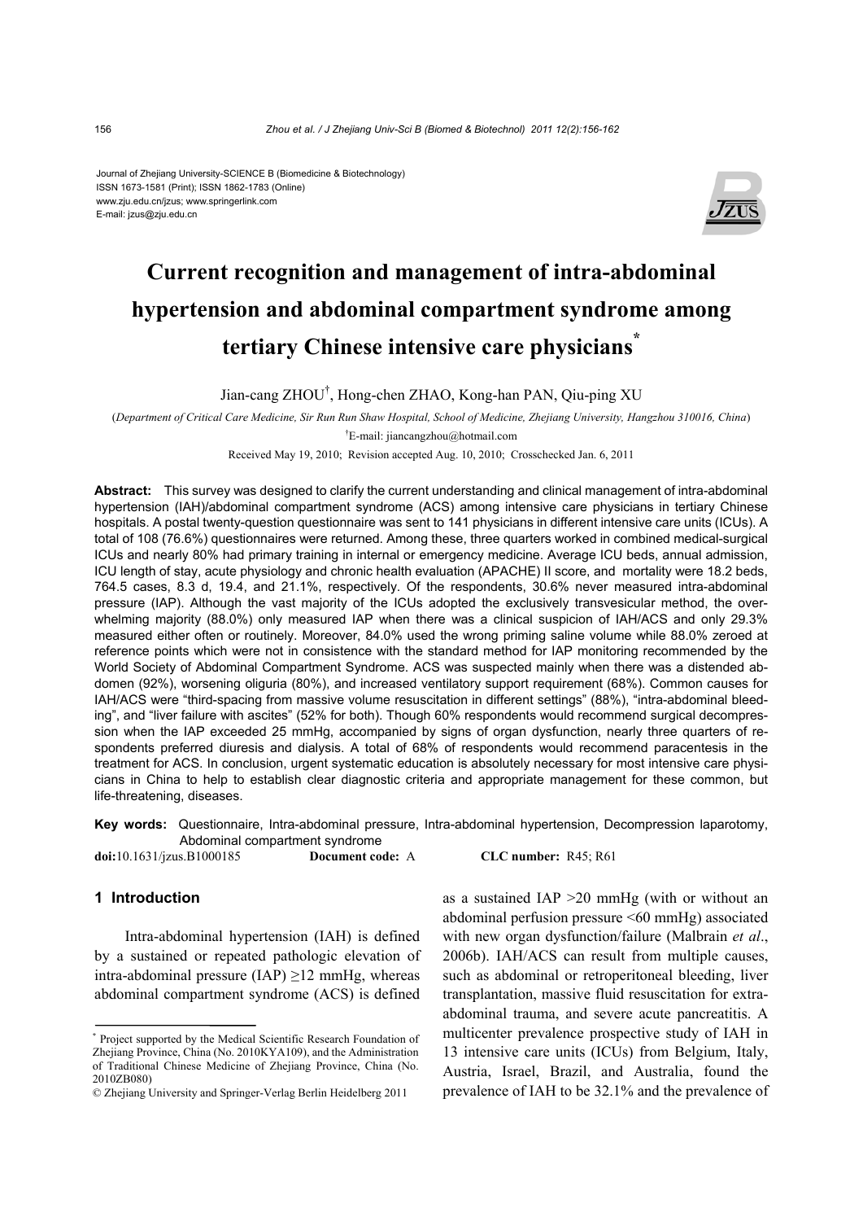Journal of Zhejiang University-SCIENCE B (Biomedicine & Biotechnology)
ISSN 1673-1581 (Print); ISSN 1862-1783 (Online)
www.zju.edu.cn/jzus; www.springerlink.com
E-mail: jzus@zju.edu.cn

# Current recognition and management of intra-abdominal hypertension and abdominal compartment syndrome among tertiary Chinese intensive care physicians*

Jian-cang ZHOU[†], Hong-chen ZHAO, Kong-han PAN, Qiu-ping XU

(*Department of Critical Care Medicine, Sir Run Run Shaw Hospital, School of Medicine, Zhejiang University, Hangzhou 310016, China*)

[†]E-mail: jiancangzhou@hotmail.com

Received May 19, 2010; Revision accepted Aug. 10, 2010; Crosschecked Jan. 6, 2011

**Abstract:** This survey was designed to clarify the current understanding and clinical management of intra-abdominal hypertension (IAH)/abdominal compartment syndrome (ACS) among intensive care physicians in tertiary Chinese hospitals. A postal twenty-question questionnaire was sent to 141 physicians in different intensive care units (ICUs). A total of 108 (76.6%) questionnaires were returned. Among these, three quarters worked in combined medical-surgical ICUs and nearly 80% had primary training in internal or emergency medicine. Average ICU beds, annual admission, ICU length of stay, acute physiology and chronic health evaluation (APACHE) II score, and mortality were 18.2 beds, 764.5 cases, 8.3 d, 19.4, and 21.1%, respectively. Of the respondents, 30.6% never measured intra-abdominal pressure (IAP). Although the vast majority of the ICUs adopted the exclusively transvesicular method, the overwhelming majority (88.0%) only measured IAP when there was a clinical suspicion of IAH/ACS and only 29.3% measured either often or routinely. Moreover, 84.0% used the wrong priming saline volume while 88.0% zeroed at reference points which were not in consistence with the standard method for IAP monitoring recommended by the World Society of Abdominal Compartment Syndrome. ACS was suspected mainly when there was a distended abdomen (92%), worsening oliguria (80%), and increased ventilatory support requirement (68%). Common causes for IAH/ACS were "third-spacing from massive volume resuscitation in different settings" (88%), "intra-abdominal bleeding", and "liver failure with ascites" (52% for both). Though 60% respondents would recommend surgical decompression when the IAP exceeded 25 mmHg, accompanied by signs of organ dysfunction, nearly three quarters of respondents preferred diuresis and dialysis. A total of 68% of respondents would recommend paracentesis in the treatment for ACS. In conclusion, urgent systematic education is absolutely necessary for most intensive care physicians in China to help to establish clear diagnostic criteria and appropriate management for these common, but life-threatening, diseases.

**Key words:** Questionnaire, Intra-abdominal pressure, Intra-abdominal hypertension, Decompression laparotomy, Abdominal compartment syndrome

**doi:**10.1631/jzus.B1000185 **Document code:** A **CLC number:** R45; R61

## 1 Introduction

Intra-abdominal hypertension (IAH) is defined by a sustained or repeated pathologic elevation of intra-abdominal pressure (IAP) ≥12 mmHg, whereas abdominal compartment syndrome (ACS) is defined as a sustained IAP >20 mmHg (with or without an abdominal perfusion pressure <60 mmHg) associated with new organ dysfunction/failure (Malbrain *et al*., 2006b). IAH/ACS can result from multiple causes, such as abdominal or retroperitoneal bleeding, liver transplantation, massive fluid resuscitation for extra-abdominal trauma, and severe acute pancreatitis. A multicenter prevalence prospective study of IAH in 13 intensive care units (ICUs) from Belgium, Italy, Austria, Israel, Brazil, and Australia, found the prevalence of IAH to be 32.1% and the prevalence of

---

* Project supported by the Medical Scientific Research Foundation of Zhejiang Province, China (No. 2010KYA109), and the Administration of Traditional Chinese Medicine of Zhejiang Province, China (No. 2010ZB080)

© Zhejiang University and Springer-Verlag Berlin Heidelberg 2011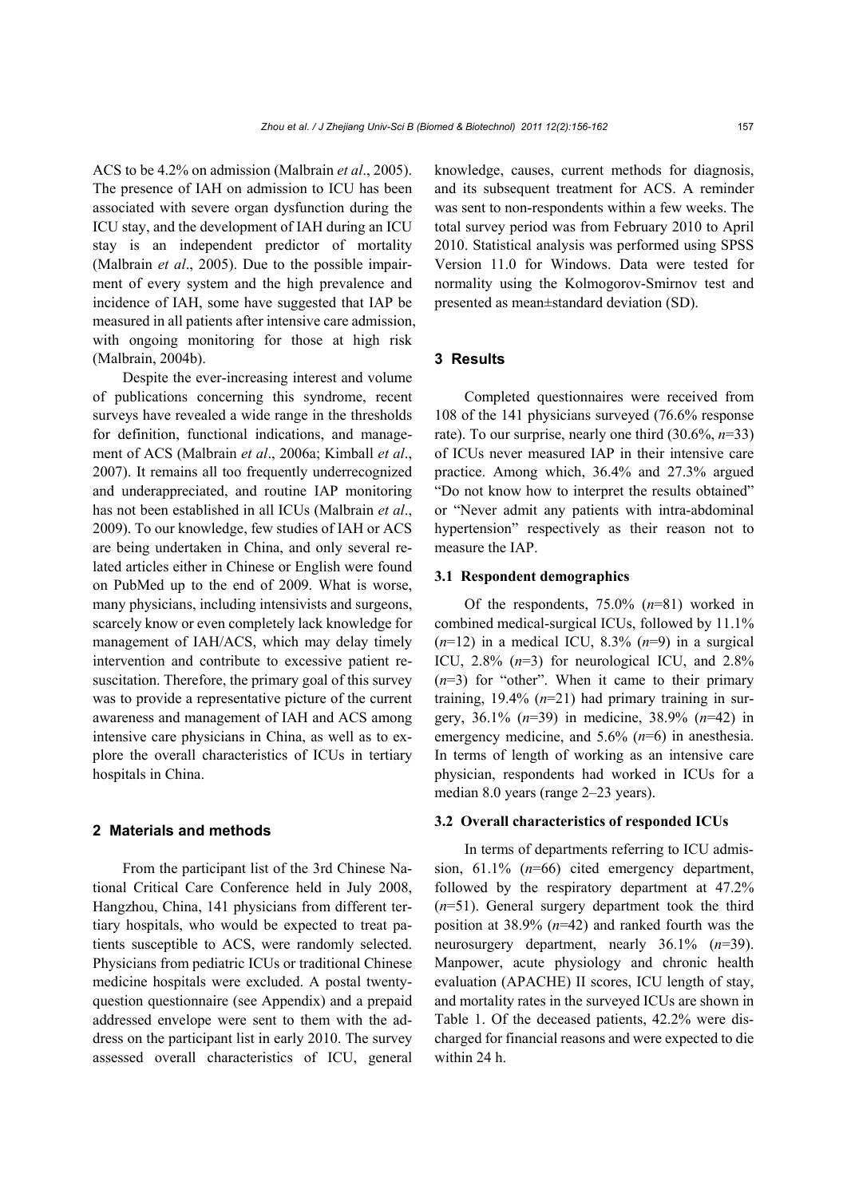ACS to be 4.2% on admission (Malbrain *et al*., 2005). The presence of IAH on admission to ICU has been associated with severe organ dysfunction during the ICU stay, and the development of IAH during an ICU stay is an independent predictor of mortality (Malbrain *et al*., 2005). Due to the possible impairment of every system and the high prevalence and incidence of IAH, some have suggested that IAP be measured in all patients after intensive care admission, with ongoing monitoring for those at high risk (Malbrain, 2004b).

Despite the ever-increasing interest and volume of publications concerning this syndrome, recent surveys have revealed a wide range in the thresholds for definition, functional indications, and management of ACS (Malbrain *et al*., 2006a; Kimball *et al*., 2007). It remains all too frequently underrecognized and underappreciated, and routine IAP monitoring has not been established in all ICUs (Malbrain *et al*., 2009). To our knowledge, few studies of IAH or ACS are being undertaken in China, and only several related articles either in Chinese or English were found on PubMed up to the end of 2009. What is worse, many physicians, including intensivists and surgeons, scarcely know or even completely lack knowledge for management of IAH/ACS, which may delay timely intervention and contribute to excessive patient resuscitation. Therefore, the primary goal of this survey was to provide a representative picture of the current awareness and management of IAH and ACS among intensive care physicians in China, as well as to explore the overall characteristics of ICUs in tertiary hospitals in China.

## 2 Materials and methods

From the participant list of the 3rd Chinese National Critical Care Conference held in July 2008, Hangzhou, China, 141 physicians from different tertiary hospitals, who would be expected to treat patients susceptible to ACS, were randomly selected. Physicians from pediatric ICUs or traditional Chinese medicine hospitals were excluded. A postal twenty-question questionnaire (see Appendix) and a prepaid addressed envelope were sent to them with the address on the participant list in early 2010. The survey assessed overall characteristics of ICU, general knowledge, causes, current methods for diagnosis, and its subsequent treatment for ACS. A reminder was sent to non-respondents within a few weeks. The total survey period was from February 2010 to April 2010. Statistical analysis was performed using SPSS Version 11.0 for Windows. Data were tested for normality using the Kolmogorov-Smirnov test and presented as mean±standard deviation (SD).

## 3 Results

Completed questionnaires were received from 108 of the 141 physicians surveyed (76.6% response rate). To our surprise, nearly one third (30.6%, $n$=33) of ICUs never measured IAP in their intensive care practice. Among which, 36.4% and 27.3% argued "Do not know how to interpret the results obtained" or "Never admit any patients with intra-abdominal hypertension" respectively as their reason not to measure the IAP.

### 3.1 Respondent demographics

Of the respondents, 75.0% ($n$=81) worked in combined medical-surgical ICUs, followed by 11.1% ($n$=12) in a medical ICU, 8.3% ($n$=9) in a surgical ICU, 2.8% ($n$=3) for neurological ICU, and 2.8% ($n$=3) for "other". When it came to their primary training, 19.4% ($n$=21) had primary training in surgery, 36.1% ($n$=39) in medicine, 38.9% ($n$=42) in emergency medicine, and 5.6% ($n$=6) in anesthesia. In terms of length of working as an intensive care physician, respondents had worked in ICUs for a median 8.0 years (range 2–23 years).

### 3.2 Overall characteristics of responded ICUs

In terms of departments referring to ICU admission, 61.1% ($n$=66) cited emergency department, followed by the respiratory department at 47.2% ($n$=51). General surgery department took the third position at 38.9% ($n$=42) and ranked fourth was the neurosurgery department, nearly 36.1% ($n$=39). Manpower, acute physiology and chronic health evaluation (APACHE) II scores, ICU length of stay, and mortality rates in the surveyed ICUs are shown in Table 1. Of the deceased patients, 42.2% were discharged for financial reasons and were expected to die within 24 h.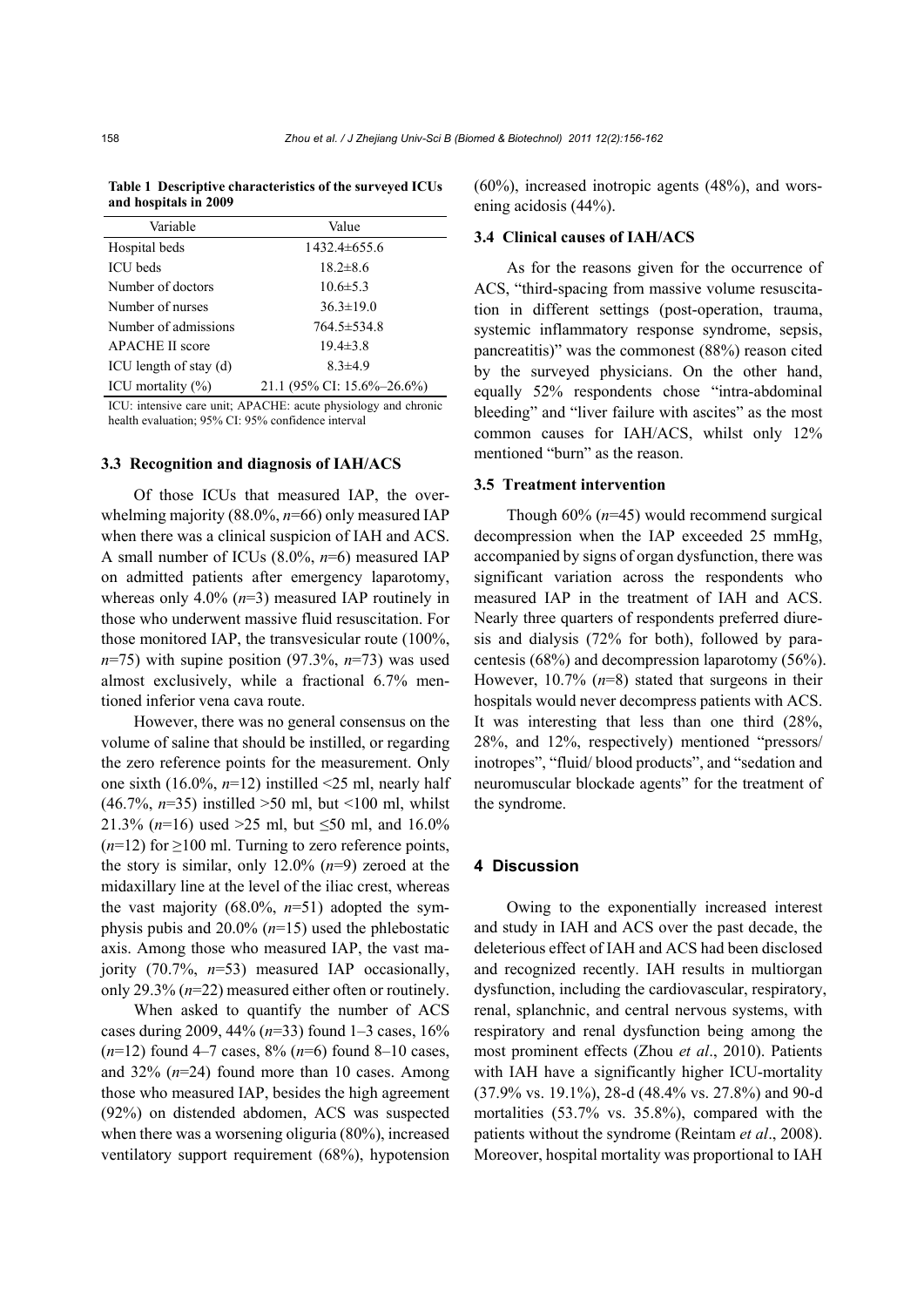**Table 1 Descriptive characteristics of the surveyed ICUs and hospitals in 2009**

| Variable | Value |
|---|---|
| Hospital beds | 1432.4±655.6 |
| ICU beds | 18.2±8.6 |
| Number of doctors | 10.6±5.3 |
| Number of nurses | 36.3±19.0 |
| Number of admissions | 764.5±534.8 |
| APACHE II score | 19.4±3.8 |
| ICU length of stay (d) | 8.3±4.9 |
| ICU mortality (%) | 21.1 (95% CI: 15.6%–26.6%) |

ICU: intensive care unit; APACHE: acute physiology and chronic health evaluation; 95% CI: 95% confidence interval

### 3.3 Recognition and diagnosis of IAH/ACS

Of those ICUs that measured IAP, the overwhelming majority (88.0%, *n*=66) only measured IAP when there was a clinical suspicion of IAH and ACS. A small number of ICUs (8.0%, *n*=6) measured IAP on admitted patients after emergency laparotomy, whereas only 4.0% (*n*=3) measured IAP routinely in those who underwent massive fluid resuscitation. For those monitored IAP, the transvesicular route (100%, *n*=75) with supine position (97.3%, *n*=73) was used almost exclusively, while a fractional 6.7% mentioned inferior vena cava route.

However, there was no general consensus on the volume of saline that should be instilled, or regarding the zero reference points for the measurement. Only one sixth (16.0%, *n*=12) instilled <25 ml, nearly half (46.7%, *n*=35) instilled >50 ml, but <100 ml, whilst 21.3% (*n*=16) used >25 ml, but ≤50 ml, and 16.0% (*n*=12) for ≥100 ml. Turning to zero reference points, the story is similar, only 12.0% (*n*=9) zeroed at the midaxillary line at the level of the iliac crest, whereas the vast majority (68.0%, *n*=51) adopted the symphysis pubis and 20.0% (*n*=15) used the phlebostatic axis. Among those who measured IAP, the vast majority (70.7%, *n*=53) measured IAP occasionally, only 29.3% (*n*=22) measured either often or routinely.

When asked to quantify the number of ACS cases during 2009, 44% (*n*=33) found 1–3 cases, 16% (*n*=12) found 4–7 cases, 8% (*n*=6) found 8–10 cases, and 32% (*n*=24) found more than 10 cases. Among those who measured IAP, besides the high agreement (92%) on distended abdomen, ACS was suspected when there was a worsening oliguria (80%), increased ventilatory support requirement (68%), hypotension (60%), increased inotropic agents (48%), and worsening acidosis (44%).

### 3.4 Clinical causes of IAH/ACS

As for the reasons given for the occurrence of ACS, "third-spacing from massive volume resuscitation in different settings (post-operation, trauma, systemic inflammatory response syndrome, sepsis, pancreatitis)" was the commonest (88%) reason cited by the surveyed physicians. On the other hand, equally 52% respondents chose "intra-abdominal bleeding" and "liver failure with ascites" as the most common causes for IAH/ACS, whilst only 12% mentioned "burn" as the reason.

### 3.5 Treatment intervention

Though 60% (*n*=45) would recommend surgical decompression when the IAP exceeded 25 mmHg, accompanied by signs of organ dysfunction, there was significant variation across the respondents who measured IAP in the treatment of IAH and ACS. Nearly three quarters of respondents preferred diuresis and dialysis (72% for both), followed by paracentesis (68%) and decompression laparotomy (56%). However, 10.7% (*n*=8) stated that surgeons in their hospitals would never decompress patients with ACS. It was interesting that less than one third (28%, 28%, and 12%, respectively) mentioned "pressors/ inotropes", "fluid/ blood products", and "sedation and neuromuscular blockade agents" for the treatment of the syndrome.

## 4 Discussion

Owing to the exponentially increased interest and study in IAH and ACS over the past decade, the deleterious effect of IAH and ACS had been disclosed and recognized recently. IAH results in multiorgan dysfunction, including the cardiovascular, respiratory, renal, splanchnic, and central nervous systems, with respiratory and renal dysfunction being among the most prominent effects (Zhou *et al*., 2010). Patients with IAH have a significantly higher ICU-mortality (37.9% vs. 19.1%), 28-d (48.4% vs. 27.8%) and 90-d mortalities (53.7% vs. 35.8%), compared with the patients without the syndrome (Reintam *et al*., 2008). Moreover, hospital mortality was proportional to IAH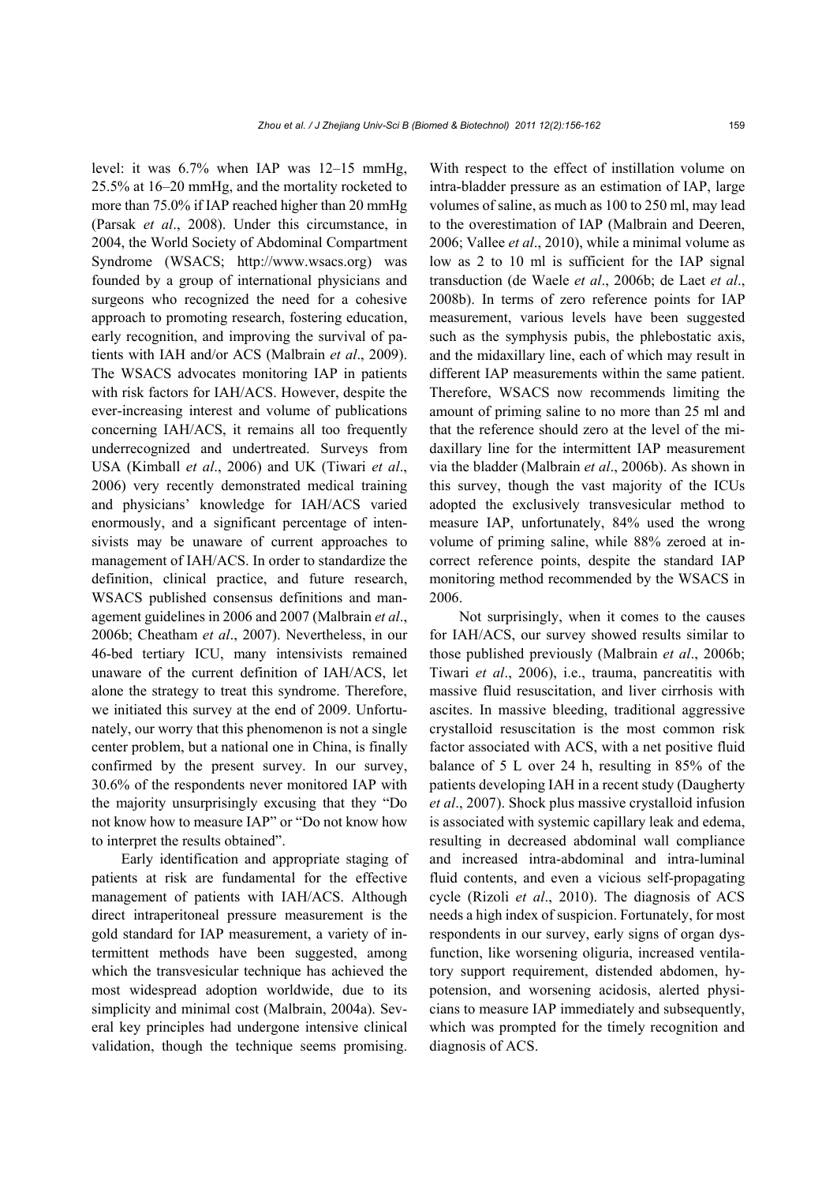level: it was 6.7% when IAP was 12–15 mmHg, 25.5% at 16–20 mmHg, and the mortality rocketed to more than 75.0% if IAP reached higher than 20 mmHg (Parsak *et al*., 2008). Under this circumstance, in 2004, the World Society of Abdominal Compartment Syndrome (WSACS; http://www.wsacs.org) was founded by a group of international physicians and surgeons who recognized the need for a cohesive approach to promoting research, fostering education, early recognition, and improving the survival of patients with IAH and/or ACS (Malbrain *et al*., 2009). The WSACS advocates monitoring IAP in patients with risk factors for IAH/ACS. However, despite the ever-increasing interest and volume of publications concerning IAH/ACS, it remains all too frequently underrecognized and undertreated. Surveys from USA (Kimball *et al*., 2006) and UK (Tiwari *et al*., 2006) very recently demonstrated medical training and physicians' knowledge for IAH/ACS varied enormously, and a significant percentage of intensivists may be unaware of current approaches to management of IAH/ACS. In order to standardize the definition, clinical practice, and future research, WSACS published consensus definitions and management guidelines in 2006 and 2007 (Malbrain *et al*., 2006b; Cheatham *et al*., 2007). Nevertheless, in our 46-bed tertiary ICU, many intensivists remained unaware of the current definition of IAH/ACS, let alone the strategy to treat this syndrome. Therefore, we initiated this survey at the end of 2009. Unfortunately, our worry that this phenomenon is not a single center problem, but a national one in China, is finally confirmed by the present survey. In our survey, 30.6% of the respondents never monitored IAP with the majority unsurprisingly excusing that they "Do not know how to measure IAP" or "Do not know how to interpret the results obtained".

Early identification and appropriate staging of patients at risk are fundamental for the effective management of patients with IAH/ACS. Although direct intraperitoneal pressure measurement is the gold standard for IAP measurement, a variety of intermittent methods have been suggested, among which the transvesicular technique has achieved the most widespread adoption worldwide, due to its simplicity and minimal cost (Malbrain, 2004a). Several key principles had undergone intensive clinical validation, though the technique seems promising. With respect to the effect of instillation volume on intra-bladder pressure as an estimation of IAP, large volumes of saline, as much as 100 to 250 ml, may lead to the overestimation of IAP (Malbrain and Deeren, 2006; Vallee *et al*., 2010), while a minimal volume as low as 2 to 10 ml is sufficient for the IAP signal transduction (de Waele *et al*., 2006b; de Laet *et al*., 2008b). In terms of zero reference points for IAP measurement, various levels have been suggested such as the symphysis pubis, the phlebostatic axis, and the midaxillary line, each of which may result in different IAP measurements within the same patient. Therefore, WSACS now recommends limiting the amount of priming saline to no more than 25 ml and that the reference should zero at the level of the midaxillary line for the intermittent IAP measurement via the bladder (Malbrain *et al*., 2006b). As shown in this survey, though the vast majority of the ICUs adopted the exclusively transvesicular method to measure IAP, unfortunately, 84% used the wrong volume of priming saline, while 88% zeroed at incorrect reference points, despite the standard IAP monitoring method recommended by the WSACS in 2006.

Not surprisingly, when it comes to the causes for IAH/ACS, our survey showed results similar to those published previously (Malbrain *et al*., 2006b; Tiwari *et al*., 2006), i.e., trauma, pancreatitis with massive fluid resuscitation, and liver cirrhosis with ascites. In massive bleeding, traditional aggressive crystalloid resuscitation is the most common risk factor associated with ACS, with a net positive fluid balance of 5 L over 24 h, resulting in 85% of the patients developing IAH in a recent study (Daugherty *et al*., 2007). Shock plus massive crystalloid infusion is associated with systemic capillary leak and edema, resulting in decreased abdominal wall compliance and increased intra-abdominal and intra-luminal fluid contents, and even a vicious self-propagating cycle (Rizoli *et al*., 2010). The diagnosis of ACS needs a high index of suspicion. Fortunately, for most respondents in our survey, early signs of organ dysfunction, like worsening oliguria, increased ventilatory support requirement, distended abdomen, hypotension, and worsening acidosis, alerted physicians to measure IAP immediately and subsequently, which was prompted for the timely recognition and diagnosis of ACS.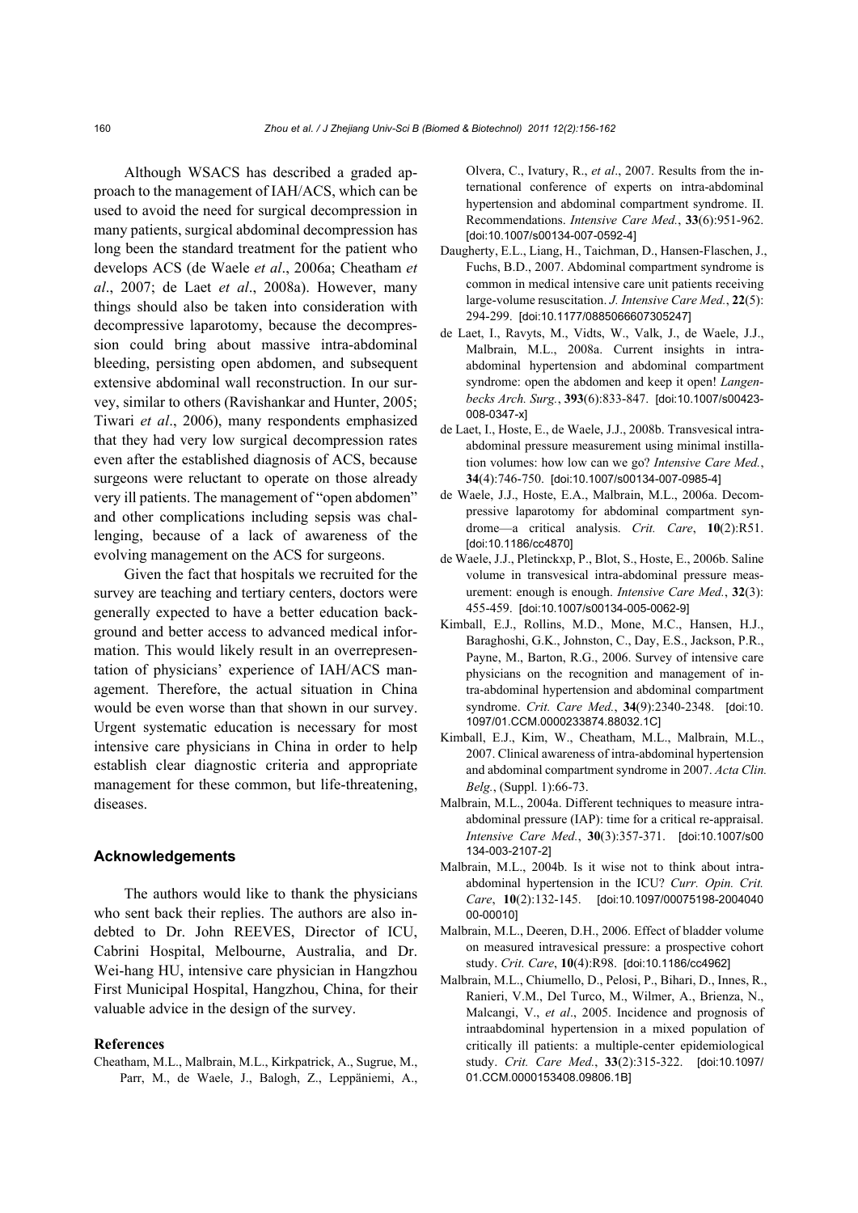Although WSACS has described a graded approach to the management of IAH/ACS, which can be used to avoid the need for surgical decompression in many patients, surgical abdominal decompression has long been the standard treatment for the patient who develops ACS (de Waele *et al*., 2006a; Cheatham *et al*., 2007; de Laet *et al*., 2008a). However, many things should also be taken into consideration with decompressive laparotomy, because the decompression could bring about massive intra-abdominal bleeding, persisting open abdomen, and subsequent extensive abdominal wall reconstruction. In our survey, similar to others (Ravishankar and Hunter, 2005; Tiwari *et al*., 2006), many respondents emphasized that they had very low surgical decompression rates even after the established diagnosis of ACS, because surgeons were reluctant to operate on those already very ill patients. The management of "open abdomen" and other complications including sepsis was challenging, because of a lack of awareness of the evolving management on the ACS for surgeons.

Given the fact that hospitals we recruited for the survey are teaching and tertiary centers, doctors were generally expected to have a better education background and better access to advanced medical information. This would likely result in an overrepresentation of physicians' experience of IAH/ACS management. Therefore, the actual situation in China would be even worse than that shown in our survey. Urgent systematic education is necessary for most intensive care physicians in China in order to help establish clear diagnostic criteria and appropriate management for these common, but life-threatening, diseases.

## Acknowledgements

The authors would like to thank the physicians who sent back their replies. The authors are also indebted to Dr. John REEVES, Director of ICU, Cabrini Hospital, Melbourne, Australia, and Dr. Wei-hang HU, intensive care physician in Hangzhou First Municipal Hospital, Hangzhou, China, for their valuable advice in the design of the survey.

## References

Cheatham, M.L., Malbrain, M.L., Kirkpatrick, A., Sugrue, M., Parr, M., de Waele, J., Balogh, Z., Leppäniemi, A., Olvera, C., Ivatury, R., *et al*., 2007. Results from the international conference of experts on intra-abdominal hypertension and abdominal compartment syndrome. II. Recommendations. *Intensive Care Med.*, **33**(6):951-962. [doi:10.1007/s00134-007-0592-4]

Daugherty, E.L., Liang, H., Taichman, D., Hansen-Flaschen, J., Fuchs, B.D., 2007. Abdominal compartment syndrome is common in medical intensive care unit patients receiving large-volume resuscitation. *J. Intensive Care Med.*, **22**(5): 294-299. [doi:10.1177/0885066607305247]

de Laet, I., Ravyts, M., Vidts, W., Valk, J., de Waele, J.J., Malbrain, M.L., 2008a. Current insights in intra-abdominal hypertension and abdominal compartment syndrome: open the abdomen and keep it open! *Langenbecks Arch. Surg.*, **393**(6):833-847. [doi:10.1007/s00423-008-0347-x]

de Laet, I., Hoste, E., de Waele, J.J., 2008b. Transvesical intra-abdominal pressure measurement using minimal instillation volumes: how low can we go? *Intensive Care Med.*, **34**(4):746-750. [doi:10.1007/s00134-007-0985-4]

de Waele, J.J., Hoste, E.A., Malbrain, M.L., 2006a. Decompressive laparotomy for abdominal compartment syndrome—a critical analysis. *Crit. Care*, **10**(2):R51. [doi:10.1186/cc4870]

de Waele, J.J., Pletinckxp, P., Blot, S., Hoste, E., 2006b. Saline volume in transvesical intra-abdominal pressure measurement: enough is enough. *Intensive Care Med.*, **32**(3): 455-459. [doi:10.1007/s00134-005-0062-9]

Kimball, E.J., Rollins, M.D., Mone, M.C., Hansen, H.J., Baraghoshi, G.K., Johnston, C., Day, E.S., Jackson, P.R., Payne, M., Barton, R.G., 2006. Survey of intensive care physicians on the recognition and management of intra-abdominal hypertension and abdominal compartment syndrome. *Crit. Care Med.*, **34**(9):2340-2348. [doi:10.1097/01.CCM.0000233874.88032.1C]

Kimball, E.J., Kim, W., Cheatham, M.L., Malbrain, M.L., 2007. Clinical awareness of intra-abdominal hypertension and abdominal compartment syndrome in 2007. *Acta Clin. Belg.*, (Suppl. 1):66-73.

Malbrain, M.L., 2004a. Different techniques to measure intra-abdominal pressure (IAP): time for a critical re-appraisal. *Intensive Care Med.*, **30**(3):357-371. [doi:10.1007/s00134-003-2107-2]

Malbrain, M.L., 2004b. Is it wise not to think about intra-abdominal hypertension in the ICU? *Curr. Opin. Crit. Care*, **10**(2):132-145. [doi:10.1097/00075198-200404000-00010]

Malbrain, M.L., Deeren, D.H., 2006. Effect of bladder volume on measured intravesical pressure: a prospective cohort study. *Crit. Care*, **10**(4):R98. [doi:10.1186/cc4962]

Malbrain, M.L., Chiumello, D., Pelosi, P., Bihari, D., Innes, R., Ranieri, V.M., Del Turco, M., Wilmer, A., Brienza, N., Malcangi, V., *et al*., 2005. Incidence and prognosis of intraabdominal hypertension in a mixed population of critically ill patients: a multiple-center epidemiological study. *Crit. Care Med.*, **33**(2):315-322. [doi:10.1097/01.CCM.0000153408.09806.1B]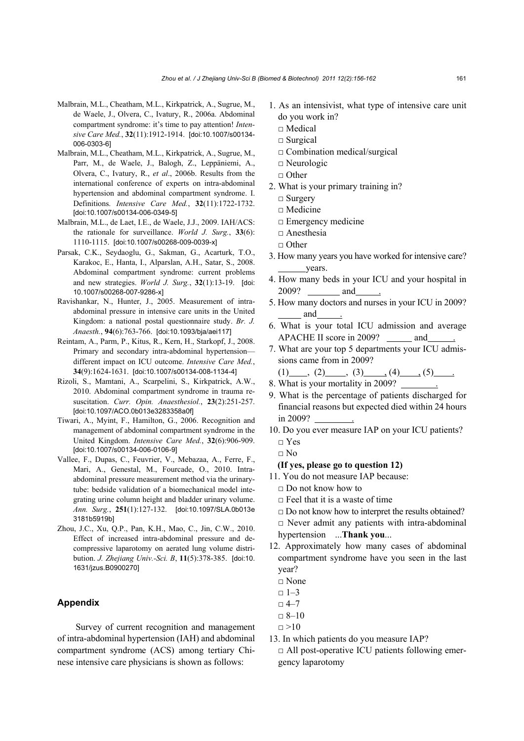- Malbrain, M.L., Cheatham, M.L., Kirkpatrick, A., Sugrue, M., de Waele, J., Olvera, C., Ivatury, R., 2006a. Abdominal compartment syndrome: it's time to pay attention! *Intensive Care Med.*, **32**(11):1912-1914. [doi:10.1007/s00134-006-0303-6]
- Malbrain, M.L., Cheatham, M.L., Kirkpatrick, A., Sugrue, M., Parr, M., de Waele, J., Balogh, Z., Leppäniemi, A., Olvera, C., Ivatury, R., *et al*., 2006b. Results from the international conference of experts on intra-abdominal hypertension and abdominal compartment syndrome. I. Definitions. *Intensive Care Med.*, **32**(11):1722-1732. [doi:10.1007/s00134-006-0349-5]
- Malbrain, M.L., de Laet, I.E., de Waele, J.J., 2009. IAH/ACS: the rationale for surveillance. *World J. Surg.*, **33**(6): 1110-1115. [doi:10.1007/s00268-009-0039-x]
- Parsak, C.K., Seydaoglu, G., Sakman, G., Acarturk, T.O., Karakoc, E., Hanta, I., Alparslan, A.H., Satar, S., 2008. Abdominal compartment syndrome: current problems and new strategies. *World J. Surg.*, **32**(1):13-19. [doi: 10.1007/s00268-007-9286-x]
- Ravishankar, N., Hunter, J., 2005. Measurement of intra-abdominal pressure in intensive care units in the United Kingdom: a national postal questionnaire study. *Br. J. Anaesth.*, **94**(6):763-766. [doi:10.1093/bja/aei117]
- Reintam, A., Parm, P., Kitus, R., Kern, H., Starkopf, J., 2008. Primary and secondary intra-abdominal hypertension—different impact on ICU outcome. *Intensive Care Med.*, **34**(9):1624-1631. [doi:10.1007/s00134-008-1134-4]
- Rizoli, S., Mamtani, A., Scarpelini, S., Kirkpatrick, A.W., 2010. Abdominal compartment syndrome in trauma resuscitation. *Curr. Opin. Anaesthesiol.*, **23**(2):251-257. [doi:10.1097/ACO.0b013e3283358a0f]
- Tiwari, A., Myint, F., Hamilton, G., 2006. Recognition and management of abdominal compartment syndrome in the United Kingdom. *Intensive Care Med.*, **32**(6):906-909. [doi:10.1007/s00134-006-0106-9]
- Vallee, F., Dupas, C., Feuvrier, V., Mebazaa, A., Ferre, F., Mari, A., Genestal, M., Fourcade, O., 2010. Intra-abdominal pressure measurement method via the urinary-tube: bedside validation of a biomechanical model integrating urine column height and bladder urinary volume. *Ann. Surg.*, **251**(1):127-132. [doi:10.1097/SLA.0b013e3181b5919b]
- Zhou, J.C., Xu, Q.P., Pan, K.H., Mao, C., Jin, C.W., 2010. Effect of increased intra-abdominal pressure and decompressive laparotomy on aerated lung volume distribution. *J. Zhejiang Univ.-Sci. B*, **11**(5):378-385. [doi:10.1631/jzus.B0900270]

## Appendix

Survey of current recognition and management of intra-abdominal hypertension (IAH) and abdominal compartment syndrome (ACS) among tertiary Chinese intensive care physicians is shown as follows:

1. As an intensivist, what type of intensive care unit do you work in?
   □ Medical
   □ Surgical
   □ Combination medical/surgical
   □ Neurologic
   □ Other
2. What is your primary training in?
   □ Surgery
   □ Medicine
   □ Emergency medicine
   □ Anesthesia
   □ Other
3. How many years you have worked for intensive care? ______years.
4. How many beds in your ICU and your hospital in 2009? _______ and_____.
5. How many doctors and nurses in your ICU in 2009? _____ and_____.
6. What is your total ICU admission and average APACHE II score in 2009? _____ and_____.
7. What are your top 5 departments your ICU admissions came from in 2009?
   (1)____, (2)_____, (3)_____, (4)____, (5)____.
8. What is your mortality in 2009? ________.
9. What is the percentage of patients discharged for financial reasons but expected died within 24 hours in 2009? ________.
10. Do you ever measure IAP on your ICU patients?
    □ Yes
    □ No
    **(If yes, please go to question 12)**
11. You do not measure IAP because:
    □ Do not know how to
    □ Feel that it is a waste of time
    □ Do not know how to interpret the results obtained?
    □ Never admit any patients with intra-abdominal hypertension ...**Thank you**...
12. Approximately how many cases of abdominal compartment syndrome have you seen in the last year?
    □ None
    □ 1–3
    □ 4–7
    □ 8–10
    □ >10
13. In which patients do you measure IAP?
    □ All post-operative ICU patients following emergency laparotomy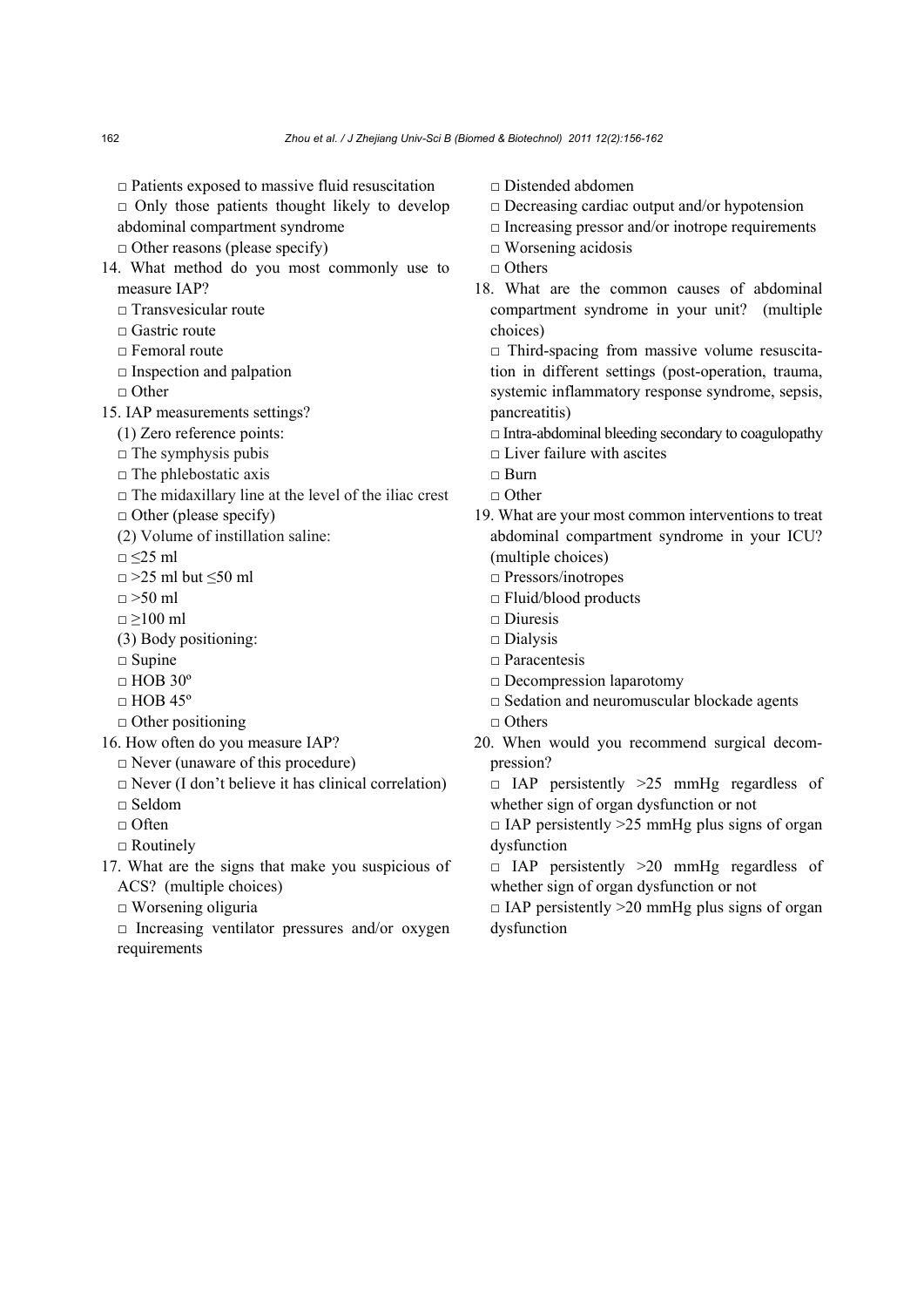□ Patients exposed to massive fluid resuscitation

□ Only those patients thought likely to develop abdominal compartment syndrome

□ Other reasons (please specify)

14. What method do you most commonly use to measure IAP?

□ Transvesicular route

□ Gastric route

□ Femoral route

□ Inspection and palpation

□ Other

15. IAP measurements settings?

(1) Zero reference points:

□ The symphysis pubis

□ The phlebostatic axis

□ The midaxillary line at the level of the iliac crest

□ Other (please specify)

(2) Volume of instillation saline:

□ ≤25 ml

□ >25 ml but ≤50 ml

□ >50 ml

□ ≥100 ml

(3) Body positioning:

□ Supine

□ HOB 30º

□ HOB 45º

□ Other positioning

16. How often do you measure IAP?

□ Never (unaware of this procedure)

□ Never (I don't believe it has clinical correlation)

□ Seldom

□ Often

□ Routinely

17. What are the signs that make you suspicious of ACS? (multiple choices)

□ Worsening oliguria

□ Increasing ventilator pressures and/or oxygen requirements

□ Distended abdomen

□ Decreasing cardiac output and/or hypotension

□ Increasing pressor and/or inotrope requirements

□ Worsening acidosis

□ Others

18. What are the common causes of abdominal compartment syndrome in your unit? (multiple choices)

□ Third-spacing from massive volume resuscitation in different settings (post-operation, trauma, systemic inflammatory response syndrome, sepsis, pancreatitis)

□ Intra-abdominal bleeding secondary to coagulopathy

□ Liver failure with ascites

□ Burn

□ Other

19. What are your most common interventions to treat abdominal compartment syndrome in your ICU? (multiple choices)

□ Pressors/inotropes

□ Fluid/blood products

□ Diuresis

□ Dialysis

□ Paracentesis

□ Decompression laparotomy

□ Sedation and neuromuscular blockade agents

□ Others

20. When would you recommend surgical decompression?

□ IAP persistently >25 mmHg regardless of whether sign of organ dysfunction or not

□ IAP persistently >25 mmHg plus signs of organ dysfunction

□ IAP persistently >20 mmHg regardless of whether sign of organ dysfunction or not

□ IAP persistently >20 mmHg plus signs of organ dysfunction